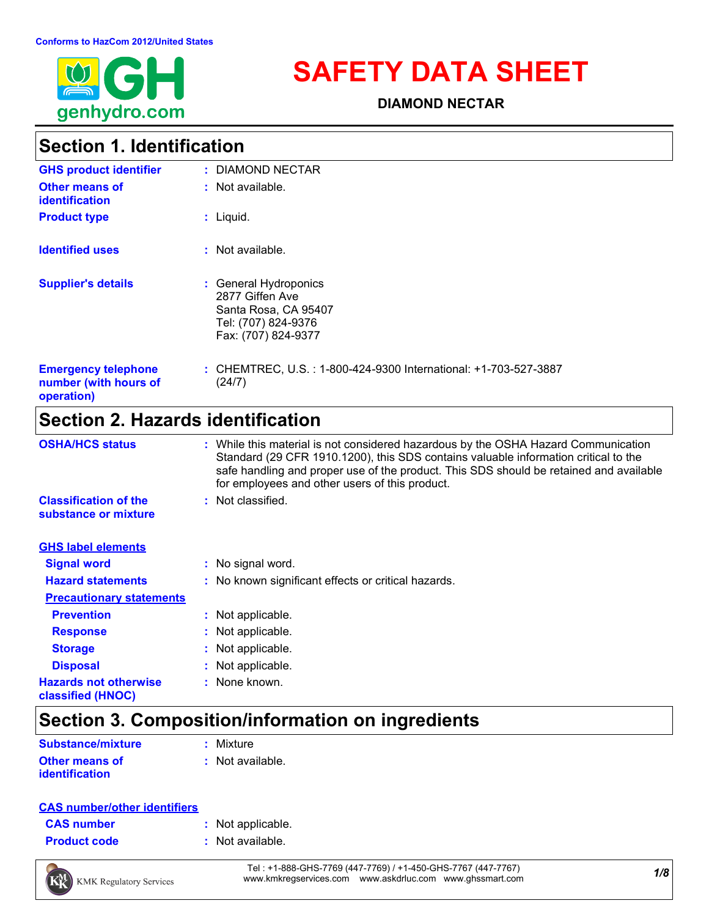Conforms to HazCom 2012/United States

# SAFETY DATA SHEET

**DIAMOND NECTAR**

## Section 1. Identification

| | |
|---|---|
| **GHS product identifier** | : DIAMOND NECTAR |
| **Other means of identification** | : Not available. |
| **Product type** | : Liquid. |
| **Identified uses** | : Not available. |
| **Supplier's details** | : General Hydroponics<br>2877 Giffen Ave<br>Santa Rosa, CA 95407<br>Tel: (707) 824-9376<br>Fax: (707) 824-9377 |
| **Emergency telephone number (with hours of operation)** | : CHEMTREC, U.S. : 1-800-424-9300 International: +1-703-527-3887 (24/7) |

## Section 2. Hazards identification

| | |
|---|---|
| **OSHA/HCS status** | : While this material is not considered hazardous by the OSHA Hazard Communication Standard (29 CFR 1910.1200), this SDS contains valuable information critical to the safe handling and proper use of the product. This SDS should be retained and available for employees and other users of this product. |
| **Classification of the substance or mixture** | : Not classified. |

**GHS label elements**

| | |
|---|---|
| **Signal word** | : No signal word. |
| **Hazard statements** | : No known significant effects or critical hazards. |

**Precautionary statements**

| | |
|---|---|
| **Prevention** | : Not applicable. |
| **Response** | : Not applicable. |
| **Storage** | : Not applicable. |
| **Disposal** | : Not applicable. |
| **Hazards not otherwise classified (HNOC)** | : None known. |

## Section 3. Composition/information on ingredients

| | |
|---|---|
| **Substance/mixture** | : Mixture |
| **Other means of identification** | : Not available. |

**CAS number/other identifiers**

| | |
|---|---|
| **CAS number** | : Not applicable. |
| **Product code** | : Not available. |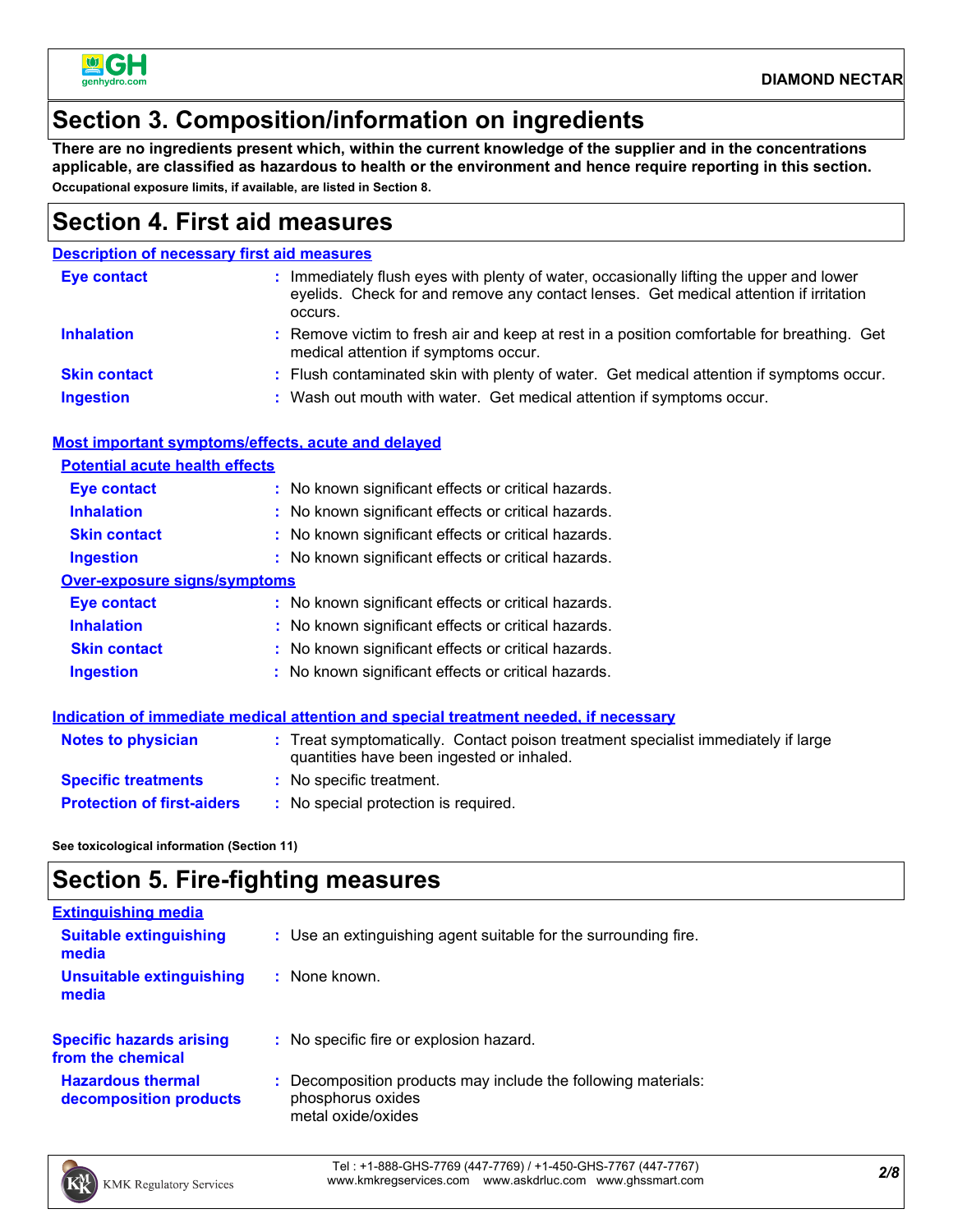# Section 3. Composition/information on ingredients

**There are no ingredients present which, within the current knowledge of the supplier and in the concentrations applicable, are classified as hazardous to health or the environment and hence require reporting in this section.**

**Occupational exposure limits, if available, are listed in Section 8.**

# Section 4. First aid measures

## Description of necessary first aid measures

**Eye contact** : Immediately flush eyes with plenty of water, occasionally lifting the upper and lower eyelids. Check for and remove any contact lenses. Get medical attention if irritation occurs.

**Inhalation** : Remove victim to fresh air and keep at rest in a position comfortable for breathing. Get medical attention if symptoms occur.

**Skin contact** : Flush contaminated skin with plenty of water. Get medical attention if symptoms occur.

**Ingestion** : Wash out mouth with water. Get medical attention if symptoms occur.

## Most important symptoms/effects, acute and delayed

### Potential acute health effects

**Eye contact** : No known significant effects or critical hazards.

**Inhalation** : No known significant effects or critical hazards.

**Skin contact** : No known significant effects or critical hazards.

**Ingestion** : No known significant effects or critical hazards.

### Over-exposure signs/symptoms

**Eye contact** : No known significant effects or critical hazards.

**Inhalation** : No known significant effects or critical hazards.

**Skin contact** : No known significant effects or critical hazards.

**Ingestion** : No known significant effects or critical hazards.

## Indication of immediate medical attention and special treatment needed, if necessary

**Notes to physician** : Treat symptomatically. Contact poison treatment specialist immediately if large quantities have been ingested or inhaled.

**Specific treatments** : No specific treatment.

**Protection of first-aiders** : No special protection is required.

**See toxicological information (Section 11)**

# Section 5. Fire-fighting measures

## Extinguishing media

**Suitable extinguishing media** : Use an extinguishing agent suitable for the surrounding fire.

**Unsuitable extinguishing media** : None known.

**Specific hazards arising from the chemical** : No specific fire or explosion hazard.

**Hazardous thermal decomposition products** : Decomposition products may include the following materials:
phosphorus oxides
metal oxide/oxides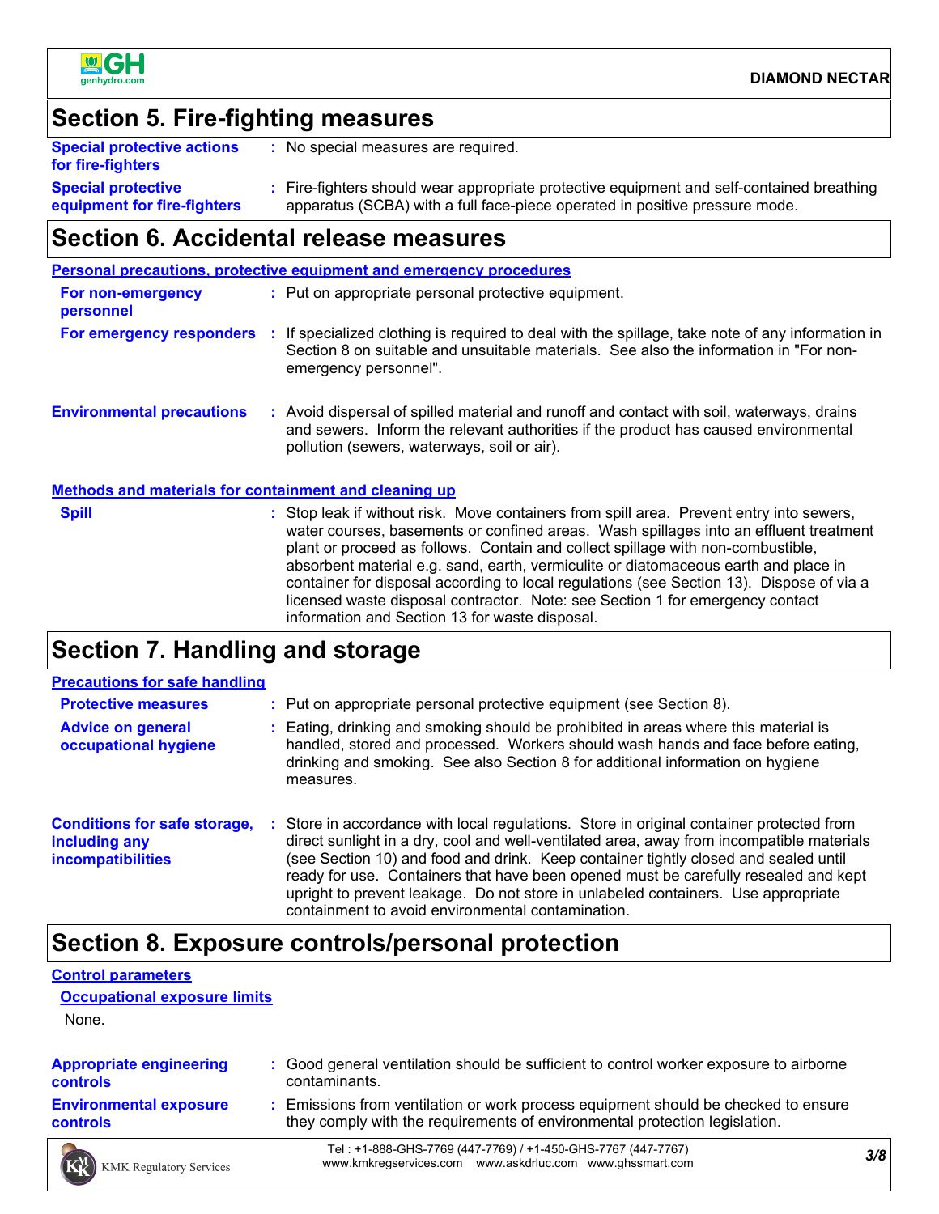## Section 5. Fire-fighting measures

**Special protective actions for fire-fighters** : No special measures are required.

**Special protective equipment for fire-fighters** : Fire-fighters should wear appropriate protective equipment and self-contained breathing apparatus (SCBA) with a full face-piece operated in positive pressure mode.

## Section 6. Accidental release measures

### Personal precautions, protective equipment and emergency procedures

**For non-emergency personnel** : Put on appropriate personal protective equipment.

**For emergency responders** : If specialized clothing is required to deal with the spillage, take note of any information in Section 8 on suitable and unsuitable materials. See also the information in "For non-emergency personnel".

**Environmental precautions** : Avoid dispersal of spilled material and runoff and contact with soil, waterways, drains and sewers. Inform the relevant authorities if the product has caused environmental pollution (sewers, waterways, soil or air).

### Methods and materials for containment and cleaning up

**Spill** : Stop leak if without risk. Move containers from spill area. Prevent entry into sewers, water courses, basements or confined areas. Wash spillages into an effluent treatment plant or proceed as follows. Contain and collect spillage with non-combustible, absorbent material e.g. sand, earth, vermiculite or diatomaceous earth and place in container for disposal according to local regulations (see Section 13). Dispose of via a licensed waste disposal contractor. Note: see Section 1 for emergency contact information and Section 13 for waste disposal.

## Section 7. Handling and storage

### Precautions for safe handling

**Protective measures** : Put on appropriate personal protective equipment (see Section 8).

**Advice on general occupational hygiene** : Eating, drinking and smoking should be prohibited in areas where this material is handled, stored and processed. Workers should wash hands and face before eating, drinking and smoking. See also Section 8 for additional information on hygiene measures.

**Conditions for safe storage, including any incompatibilities** : Store in accordance with local regulations. Store in original container protected from direct sunlight in a dry, cool and well-ventilated area, away from incompatible materials (see Section 10) and food and drink. Keep container tightly closed and sealed until ready for use. Containers that have been opened must be carefully resealed and kept upright to prevent leakage. Do not store in unlabeled containers. Use appropriate containment to avoid environmental contamination.

## Section 8. Exposure controls/personal protection

### Control parameters

#### Occupational exposure limits

None.

**Appropriate engineering controls** : Good general ventilation should be sufficient to control worker exposure to airborne contaminants.

**Environmental exposure controls** : Emissions from ventilation or work process equipment should be checked to ensure they comply with the requirements of environmental protection legislation.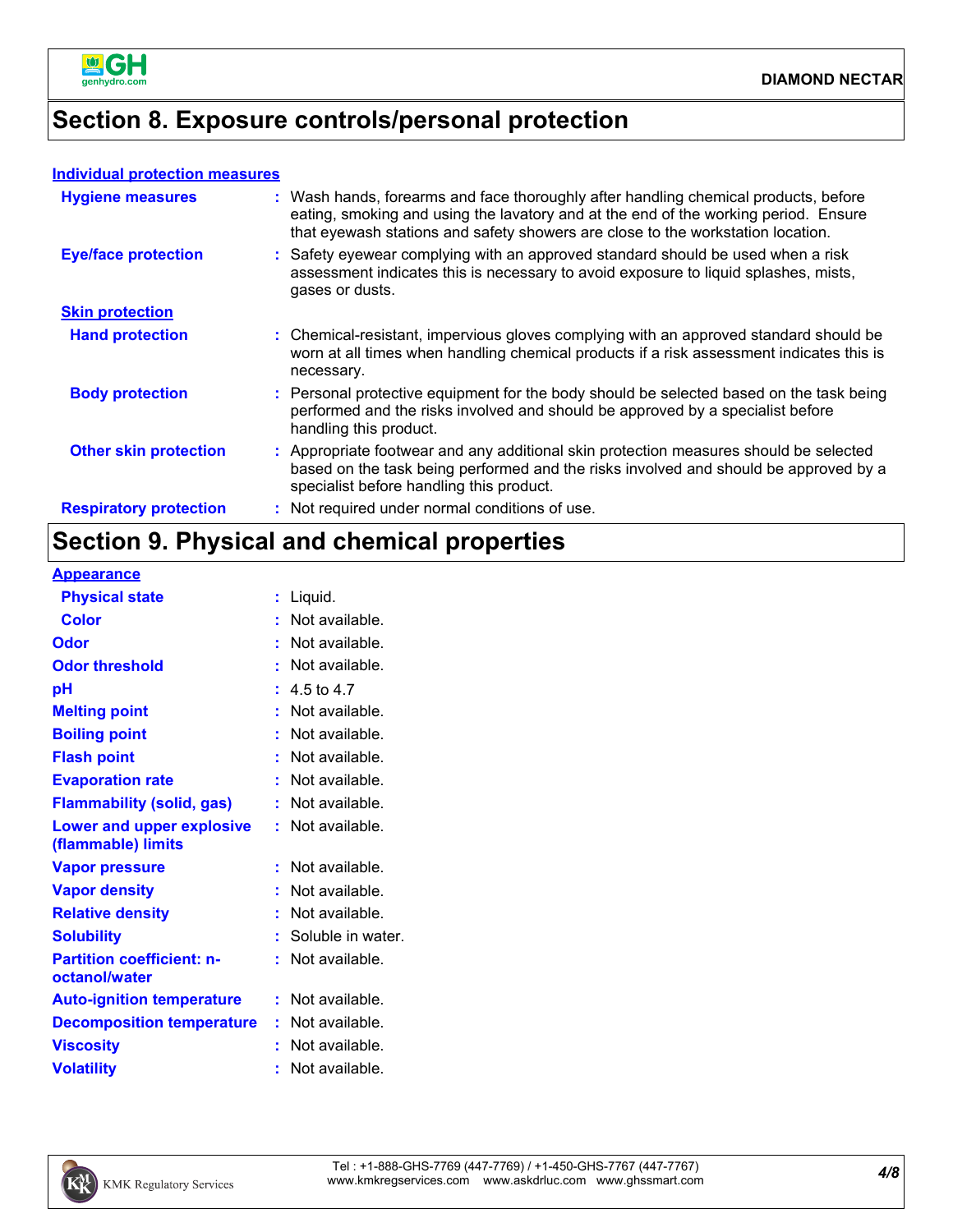## Section 8. Exposure controls/personal protection

**Individual protection measures**

| | |
|---|---|
| **Hygiene measures** | : Wash hands, forearms and face thoroughly after handling chemical products, before eating, smoking and using the lavatory and at the end of the working period. Ensure that eyewash stations and safety showers are close to the workstation location. |
| **Eye/face protection** | : Safety eyewear complying with an approved standard should be used when a risk assessment indicates this is necessary to avoid exposure to liquid splashes, mists, gases or dusts. |
| **Skin protection** | |
| **Hand protection** | : Chemical-resistant, impervious gloves complying with an approved standard should be worn at all times when handling chemical products if a risk assessment indicates this is necessary. |
| **Body protection** | : Personal protective equipment for the body should be selected based on the task being performed and the risks involved and should be approved by a specialist before handling this product. |
| **Other skin protection** | : Appropriate footwear and any additional skin protection measures should be selected based on the task being performed and the risks involved and should be approved by a specialist before handling this product. |
| **Respiratory protection** | : Not required under normal conditions of use. |

## Section 9. Physical and chemical properties

**Appearance**

| | |
|---|---|
| **Physical state** | : Liquid. |
| **Color** | : Not available. |
| **Odor** | : Not available. |
| **Odor threshold** | : Not available. |
| **pH** | : 4.5 to 4.7 |
| **Melting point** | : Not available. |
| **Boiling point** | : Not available. |
| **Flash point** | : Not available. |
| **Evaporation rate** | : Not available. |
| **Flammability (solid, gas)** | : Not available. |
| **Lower and upper explosive (flammable) limits** | : Not available. |
| **Vapor pressure** | : Not available. |
| **Vapor density** | : Not available. |
| **Relative density** | : Not available. |
| **Solubility** | : Soluble in water. |
| **Partition coefficient: n-octanol/water** | : Not available. |
| **Auto-ignition temperature** | : Not available. |
| **Decomposition temperature** | : Not available. |
| **Viscosity** | : Not available. |
| **Volatility** | : Not available. |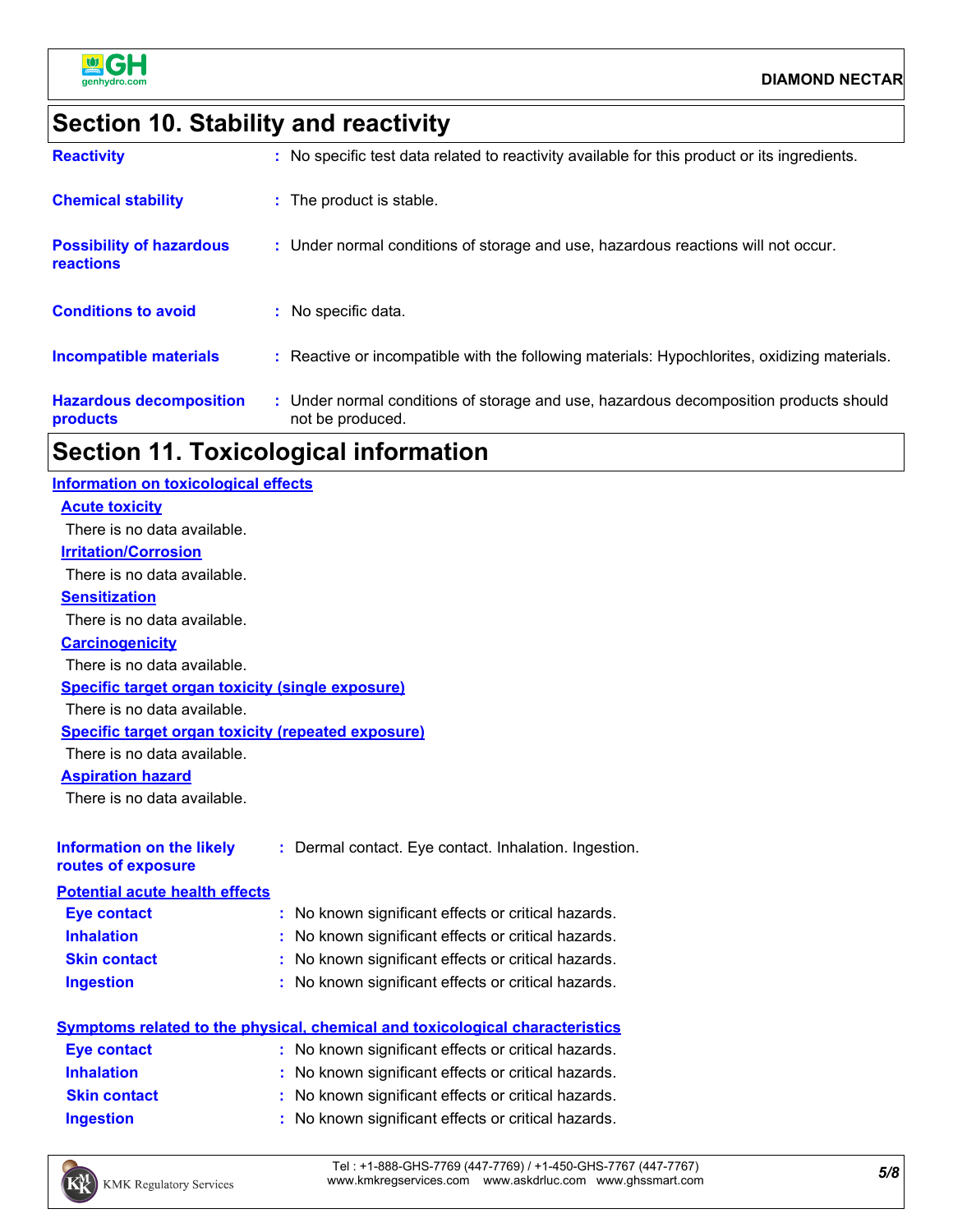## Section 10. Stability and reactivity

| | |
|---|---|
| **Reactivity** | : No specific test data related to reactivity available for this product or its ingredients. |
| **Chemical stability** | : The product is stable. |
| **Possibility of hazardous reactions** | : Under normal conditions of storage and use, hazardous reactions will not occur. |
| **Conditions to avoid** | : No specific data. |
| **Incompatible materials** | : Reactive or incompatible with the following materials: Hypochlorites, oxidizing materials. |
| **Hazardous decomposition products** | : Under normal conditions of storage and use, hazardous decomposition products should not be produced. |

## Section 11. Toxicological information

### Information on toxicological effects

**Acute toxicity**

There is no data available.

**Irritation/Corrosion**

There is no data available.

**Sensitization**

There is no data available.

**Carcinogenicity**

There is no data available.

**Specific target organ toxicity (single exposure)**

There is no data available.

**Specific target organ toxicity (repeated exposure)**

There is no data available.

**Aspiration hazard**

There is no data available.

**Information on the likely routes of exposure** : Dermal contact. Eye contact. Inhalation. Ingestion.

**Potential acute health effects**

| | |
|---|---|
| **Eye contact** | : No known significant effects or critical hazards. |
| **Inhalation** | : No known significant effects or critical hazards. |
| **Skin contact** | : No known significant effects or critical hazards. |
| **Ingestion** | : No known significant effects or critical hazards. |

**Symptoms related to the physical, chemical and toxicological characteristics**

| | |
|---|---|
| **Eye contact** | : No known significant effects or critical hazards. |
| **Inhalation** | : No known significant effects or critical hazards. |
| **Skin contact** | : No known significant effects or critical hazards. |
| **Ingestion** | : No known significant effects or critical hazards. |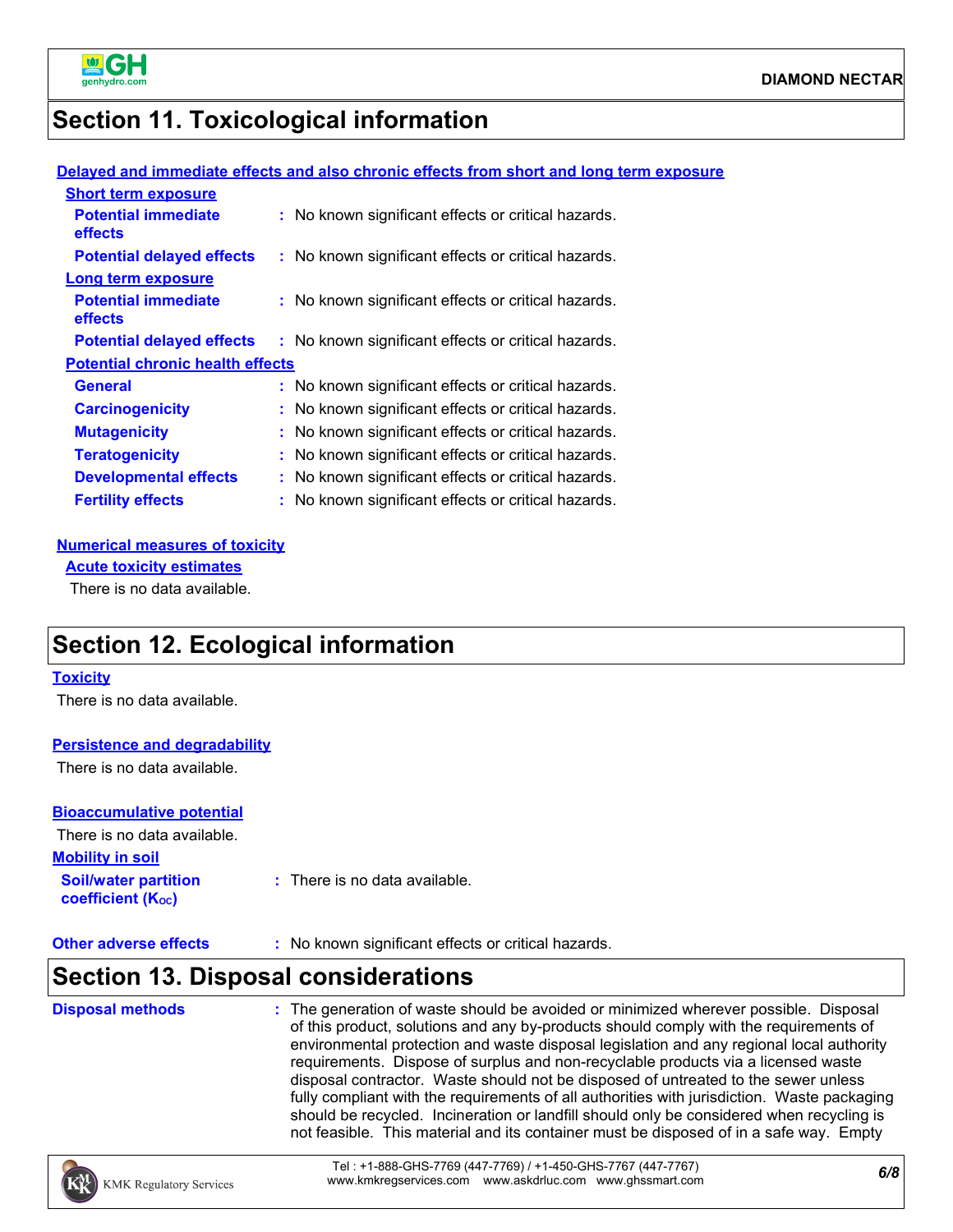## Section 11. Toxicological information

**Delayed and immediate effects and also chronic effects from short and long term exposure**

**Short term exposure**

**Potential immediate effects** : No known significant effects or critical hazards.

**Potential delayed effects** : No known significant effects or critical hazards.

**Long term exposure**

**Potential immediate effects** : No known significant effects or critical hazards.

**Potential delayed effects** : No known significant effects or critical hazards.

**Potential chronic health effects**

**General** : No known significant effects or critical hazards.

**Carcinogenicity** : No known significant effects or critical hazards.

**Mutagenicity** : No known significant effects or critical hazards.

**Teratogenicity** : No known significant effects or critical hazards.

**Developmental effects** : No known significant effects or critical hazards.

**Fertility effects** : No known significant effects or critical hazards.

**Numerical measures of toxicity**

**Acute toxicity estimates**

There is no data available.

## Section 12. Ecological information

**Toxicity**

There is no data available.

**Persistence and degradability**

There is no data available.

**Bioaccumulative potential**

There is no data available.

**Mobility in soil**

**Soil/water partition coefficient ($K_{OC}$)** : There is no data available.

**Other adverse effects** : No known significant effects or critical hazards.

## Section 13. Disposal considerations

**Disposal methods** : The generation of waste should be avoided or minimized wherever possible. Disposal of this product, solutions and any by-products should comply with the requirements of environmental protection and waste disposal legislation and any regional local authority requirements. Dispose of surplus and non-recyclable products via a licensed waste disposal contractor. Waste should not be disposed of untreated to the sewer unless fully compliant with the requirements of all authorities with jurisdiction. Waste packaging should be recycled. Incineration or landfill should only be considered when recycling is not feasible. This material and its container must be disposed of in a safe way. Empty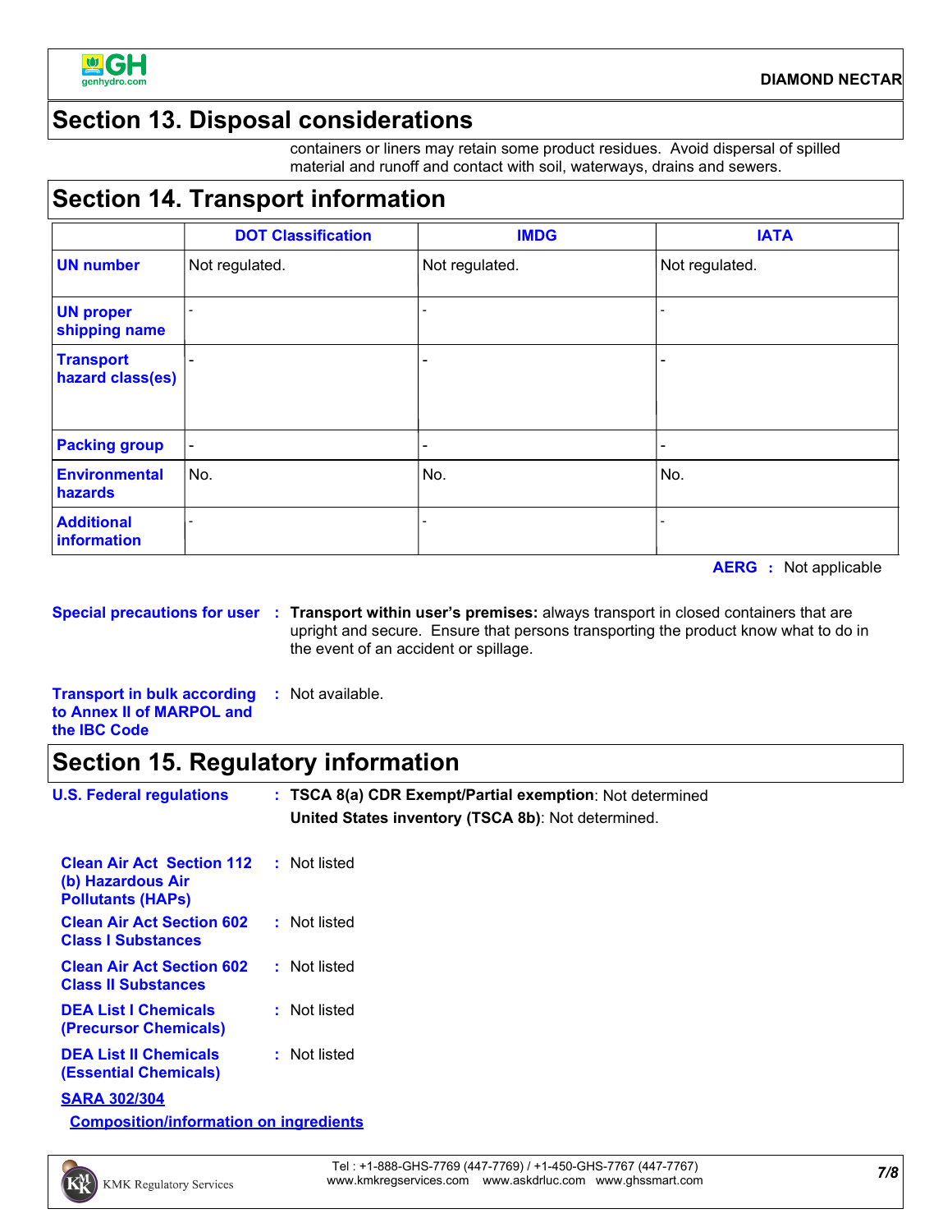## Section 13. Disposal considerations

containers or liners may retain some product residues. Avoid dispersal of spilled material and runoff and contact with soil, waterways, drains and sewers.

## Section 14. Transport information

| | DOT Classification | IMDG | IATA |
|---|---|---|---|
| **UN number** | Not regulated. | Not regulated. | Not regulated. |
| **UN proper shipping name** | - | - | - |
| **Transport hazard class(es)** | - | - | - |
| **Packing group** | - | - | - |
| **Environmental hazards** | No. | No. | No. |
| **Additional information** | - | - | - |

**AERG** : Not applicable

**Special precautions for user** : **Transport within user's premises:** always transport in closed containers that are upright and secure. Ensure that persons transporting the product know what to do in the event of an accident or spillage.

**Transport in bulk according to Annex II of MARPOL and the IBC Code** : Not available.

## Section 15. Regulatory information

**U.S. Federal regulations** : **TSCA 8(a) CDR Exempt/Partial exemption**: Not determined
**United States inventory (TSCA 8b)**: Not determined.

**Clean Air Act Section 112 (b) Hazardous Air Pollutants (HAPs)** : Not listed

**Clean Air Act Section 602 Class I Substances** : Not listed

**Clean Air Act Section 602 Class II Substances** : Not listed

**DEA List I Chemicals (Precursor Chemicals)** : Not listed

**DEA List II Chemicals (Essential Chemicals)** : Not listed

**SARA 302/304**

**Composition/information on ingredients**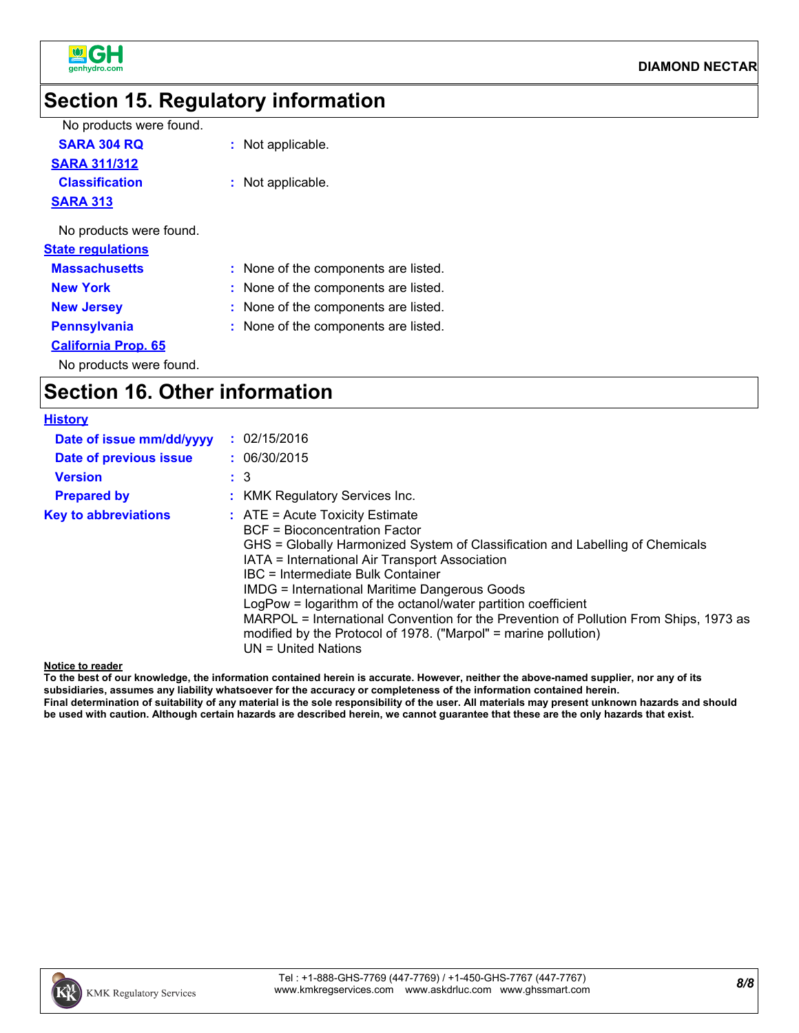## Section 15. Regulatory information

No products were found.

**SARA 304 RQ** : Not applicable.

**SARA 311/312**

**Classification** : Not applicable.

**SARA 313**

No products were found.

**State regulations**

**Massachusetts** : None of the components are listed.

**New York** : None of the components are listed.

**New Jersey** : None of the components are listed.

**Pennsylvania** : None of the components are listed.

**California Prop. 65**

No products were found.

## Section 16. Other information

**History**

**Date of issue mm/dd/yyyy** : 02/15/2016

**Date of previous issue** : 06/30/2015

**Version** : 3

**Prepared by** : KMK Regulatory Services Inc.

**Key to abbreviations** : ATE = Acute Toxicity Estimate
BCF = Bioconcentration Factor
GHS = Globally Harmonized System of Classification and Labelling of Chemicals
IATA = International Air Transport Association
IBC = Intermediate Bulk Container
IMDG = International Maritime Dangerous Goods
LogPow = logarithm of the octanol/water partition coefficient
MARPOL = International Convention for the Prevention of Pollution From Ships, 1973 as modified by the Protocol of 1978. ("Marpol" = marine pollution)
UN = United Nations

**Notice to reader**

**To the best of our knowledge, the information contained herein is accurate. However, neither the above-named supplier, nor any of its subsidiaries, assumes any liability whatsoever for the accuracy or completeness of the information contained herein.**
**Final determination of suitability of any material is the sole responsibility of the user. All materials may present unknown hazards and should be used with caution. Although certain hazards are described herein, we cannot guarantee that these are the only hazards that exist.**